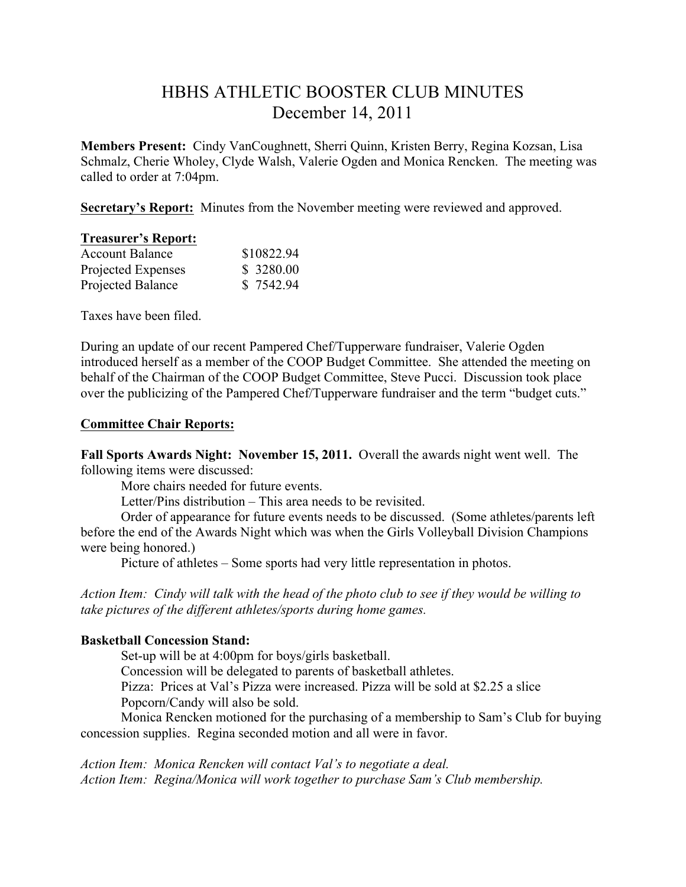# HBHS ATHLETIC BOOSTER CLUB MINUTES
## December 14, 2011

**Members Present:** Cindy VanCoughnett, Sherri Quinn, Kristen Berry, Regina Kozsan, Lisa Schmalz, Cherie Wholey, Clyde Walsh, Valerie Ogden and Monica Rencken. The meeting was called to order at 7:04pm.

**Secretary's Report:** Minutes from the November meeting were reviewed and approved.

**Treasurer's Report:**

| | |
|---|---|
| Account Balance | $10822.94 |
| Projected Expenses | $ 3280.00 |
| Projected Balance | $ 7542.94 |

Taxes have been filed.

During an update of our recent Pampered Chef/Tupperware fundraiser, Valerie Ogden introduced herself as a member of the COOP Budget Committee. She attended the meeting on behalf of the Chairman of the COOP Budget Committee, Steve Pucci. Discussion took place over the publicizing of the Pampered Chef/Tupperware fundraiser and the term "budget cuts."

**Committee Chair Reports:**

**Fall Sports Awards Night: November 15, 2011.** Overall the awards night went well. The following items were discussed:

More chairs needed for future events.

Letter/Pins distribution – This area needs to be revisited.

Order of appearance for future events needs to be discussed. (Some athletes/parents left before the end of the Awards Night which was when the Girls Volleyball Division Champions were being honored.)

Picture of athletes – Some sports had very little representation in photos.

*Action Item: Cindy will talk with the head of the photo club to see if they would be willing to take pictures of the different athletes/sports during home games.*

**Basketball Concession Stand:**

Set-up will be at 4:00pm for boys/girls basketball.

Concession will be delegated to parents of basketball athletes.

Pizza: Prices at Val's Pizza were increased. Pizza will be sold at $2.25 a slice

Popcorn/Candy will also be sold.

Monica Rencken motioned for the purchasing of a membership to Sam's Club for buying concession supplies. Regina seconded motion and all were in favor.

*Action Item: Monica Rencken will contact Val's to negotiate a deal.*
*Action Item: Regina/Monica will work together to purchase Sam's Club membership.*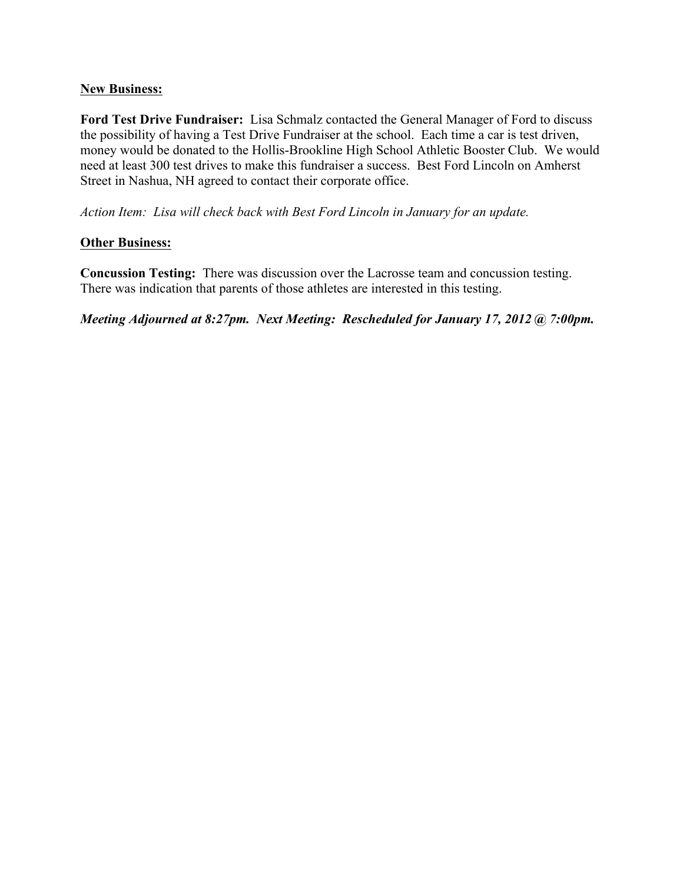**New Business:**

**Ford Test Drive Fundraiser:** Lisa Schmalz contacted the General Manager of Ford to discuss the possibility of having a Test Drive Fundraiser at the school. Each time a car is test driven, money would be donated to the Hollis-Brookline High School Athletic Booster Club. We would need at least 300 test drives to make this fundraiser a success. Best Ford Lincoln on Amherst Street in Nashua, NH agreed to contact their corporate office.

*Action Item: Lisa will check back with Best Ford Lincoln in January for an update.*

**Other Business:**

**Concussion Testing:** There was discussion over the Lacrosse team and concussion testing. There was indication that parents of those athletes are interested in this testing.

***Meeting Adjourned at 8:27pm. Next Meeting: Rescheduled for January 17, 2012 @ 7:00pm.***